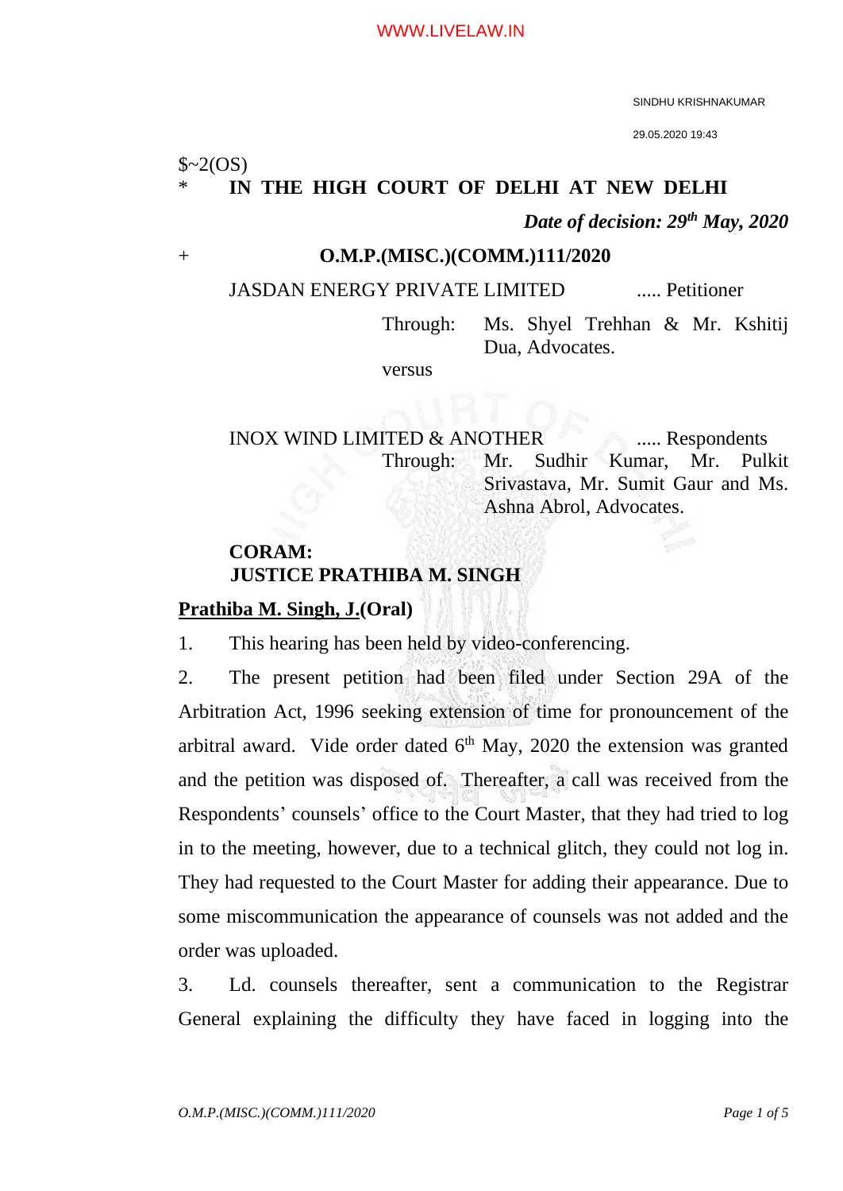$~2(OS)

\* **IN THE HIGH COURT OF DELHI AT NEW DELHI**

***Date of decision: 29th May, 2020***

\+ **O.M.P.(MISC.)(COMM.)111/2020**

JASDAN ENERGY PRIVATE LIMITED ..... Petitioner

Through: Ms. Shyel Trehhan & Mr. Kshitij Dua, Advocates.

versus

INOX WIND LIMITED & ANOTHER ..... Respondents

Through: Mr. Sudhir Kumar, Mr. Pulkit Srivastava, Mr. Sumit Gaur and Ms. Ashna Abrol, Advocates.

**CORAM:**
**JUSTICE PRATHIBA M. SINGH**

**Prathiba M. Singh, J.(Oral)**

1. This hearing has been held by video-conferencing.

2. The present petition had been filed under Section 29A of the Arbitration Act, 1996 seeking extension of time for pronouncement of the arbitral award. Vide order dated 6th May, 2020 the extension was granted and the petition was disposed of. Thereafter, a call was received from the Respondents' counsels' office to the Court Master, that they had tried to log in to the meeting, however, due to a technical glitch, they could not log in. They had requested to the Court Master for adding their appearance. Due to some miscommunication the appearance of counsels was not added and the order was uploaded.

3. Ld. counsels thereafter, sent a communication to the Registrar General explaining the difficulty they have faced in logging into the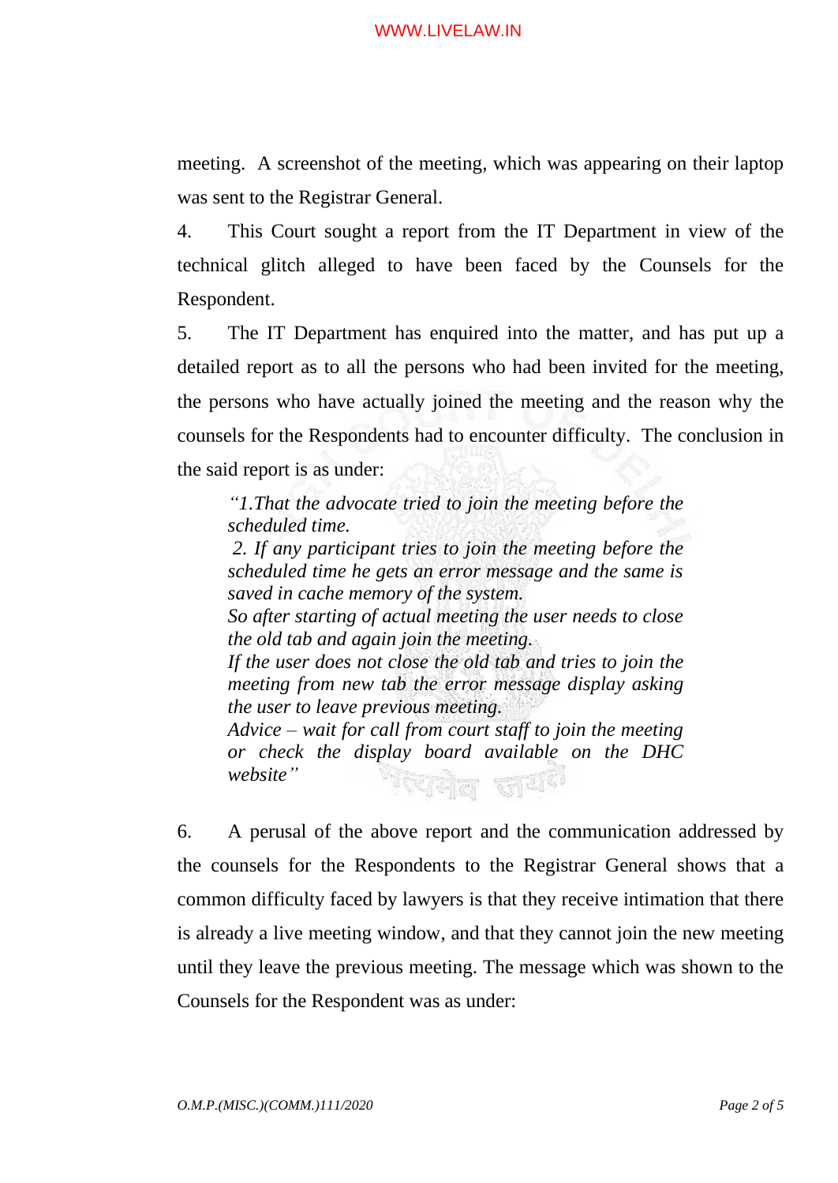meeting. A screenshot of the meeting, which was appearing on their laptop was sent to the Registrar General.

4. This Court sought a report from the IT Department in view of the technical glitch alleged to have been faced by the Counsels for the Respondent.

5. The IT Department has enquired into the matter, and has put up a detailed report as to all the persons who had been invited for the meeting, the persons who have actually joined the meeting and the reason why the counsels for the Respondents had to encounter difficulty. The conclusion in the said report is as under:

> *"1.That the advocate tried to join the meeting before the scheduled time.*
>
> *2. If any participant tries to join the meeting before the scheduled time he gets an error message and the same is saved in cache memory of the system.*
>
> *So after starting of actual meeting the user needs to close the old tab and again join the meeting.*
>
> *If the user does not close the old tab and tries to join the meeting from new tab the error message display asking the user to leave previous meeting.*
>
> *Advice – wait for call from court staff to join the meeting or check the display board available on the DHC website"*

6. A perusal of the above report and the communication addressed by the counsels for the Respondents to the Registrar General shows that a common difficulty faced by lawyers is that they receive intimation that there is already a live meeting window, and that they cannot join the new meeting until they leave the previous meeting. The message which was shown to the Counsels for the Respondent was as under: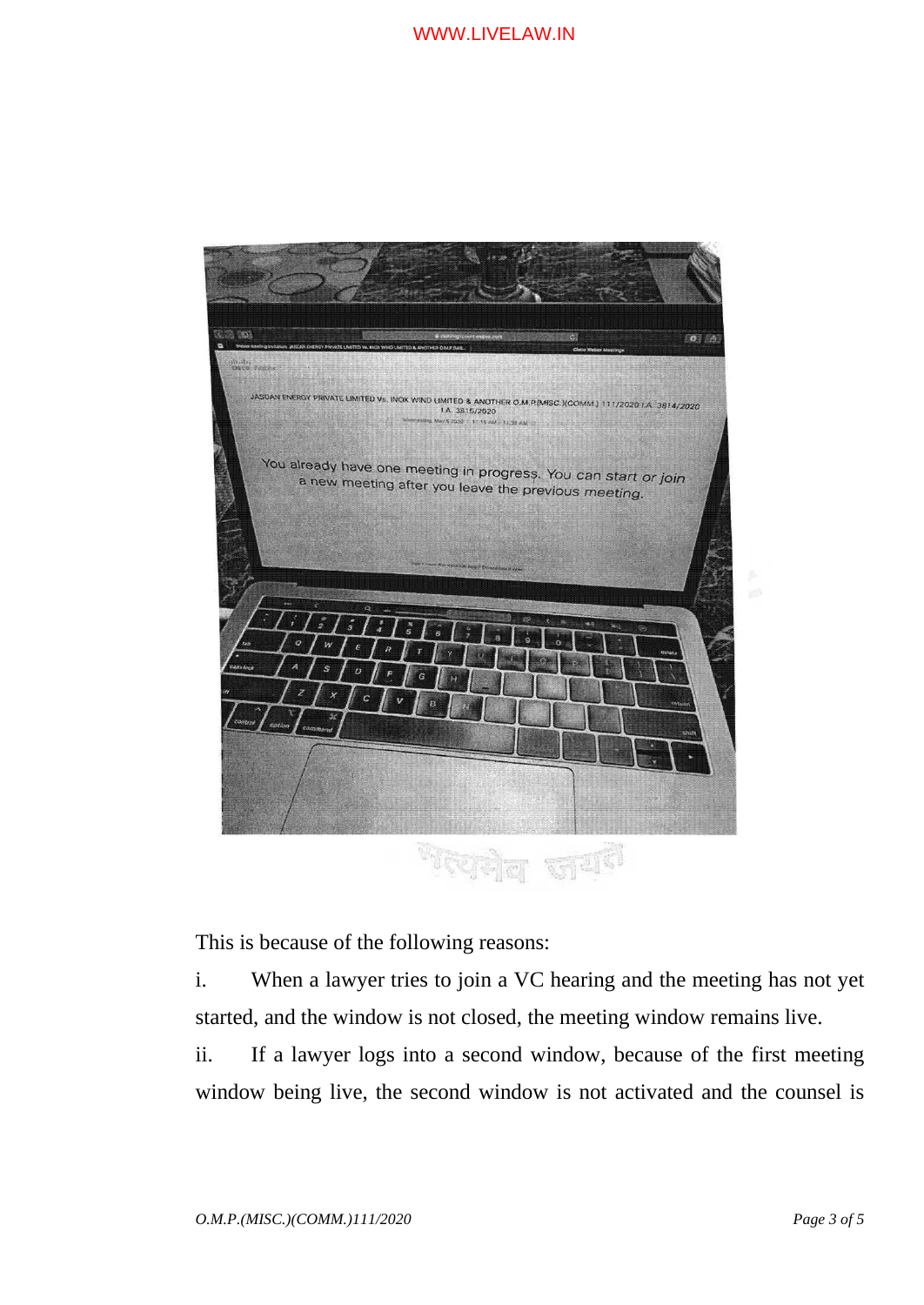This is because of the following reasons:

i. When a lawyer tries to join a VC hearing and the meeting has not yet started, and the window is not closed, the meeting window remains live.

ii. If a lawyer logs into a second window, because of the first meeting window being live, the second window is not activated and the counsel is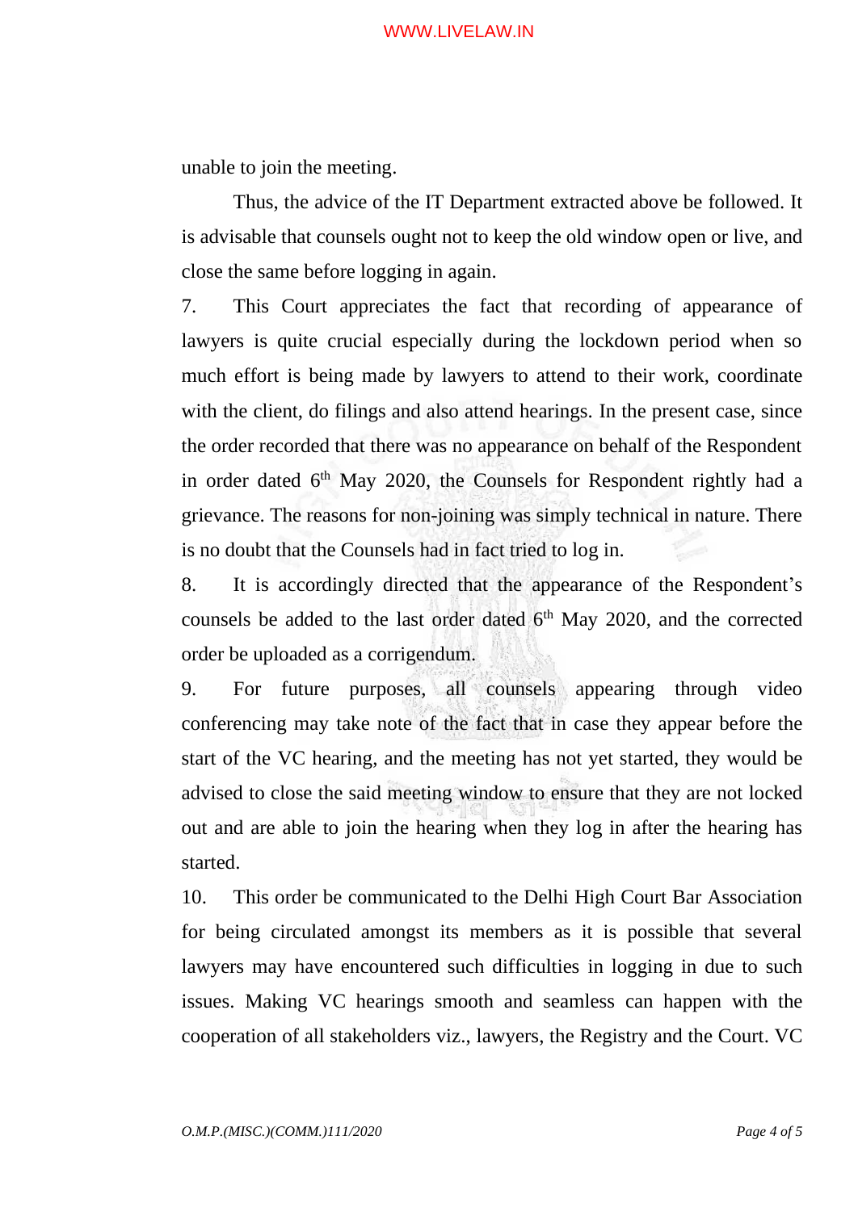unable to join the meeting.

Thus, the advice of the IT Department extracted above be followed. It is advisable that counsels ought not to keep the old window open or live, and close the same before logging in again.

7. This Court appreciates the fact that recording of appearance of lawyers is quite crucial especially during the lockdown period when so much effort is being made by lawyers to attend to their work, coordinate with the client, do filings and also attend hearings. In the present case, since the order recorded that there was no appearance on behalf of the Respondent in order dated 6th May 2020, the Counsels for Respondent rightly had a grievance. The reasons for non-joining was simply technical in nature. There is no doubt that the Counsels had in fact tried to log in.

8. It is accordingly directed that the appearance of the Respondent's counsels be added to the last order dated 6th May 2020, and the corrected order be uploaded as a corrigendum.

9. For future purposes, all counsels appearing through video conferencing may take note of the fact that in case they appear before the start of the VC hearing, and the meeting has not yet started, they would be advised to close the said meeting window to ensure that they are not locked out and are able to join the hearing when they log in after the hearing has started.

10. This order be communicated to the Delhi High Court Bar Association for being circulated amongst its members as it is possible that several lawyers may have encountered such difficulties in logging in due to such issues. Making VC hearings smooth and seamless can happen with the cooperation of all stakeholders viz., lawyers, the Registry and the Court. VC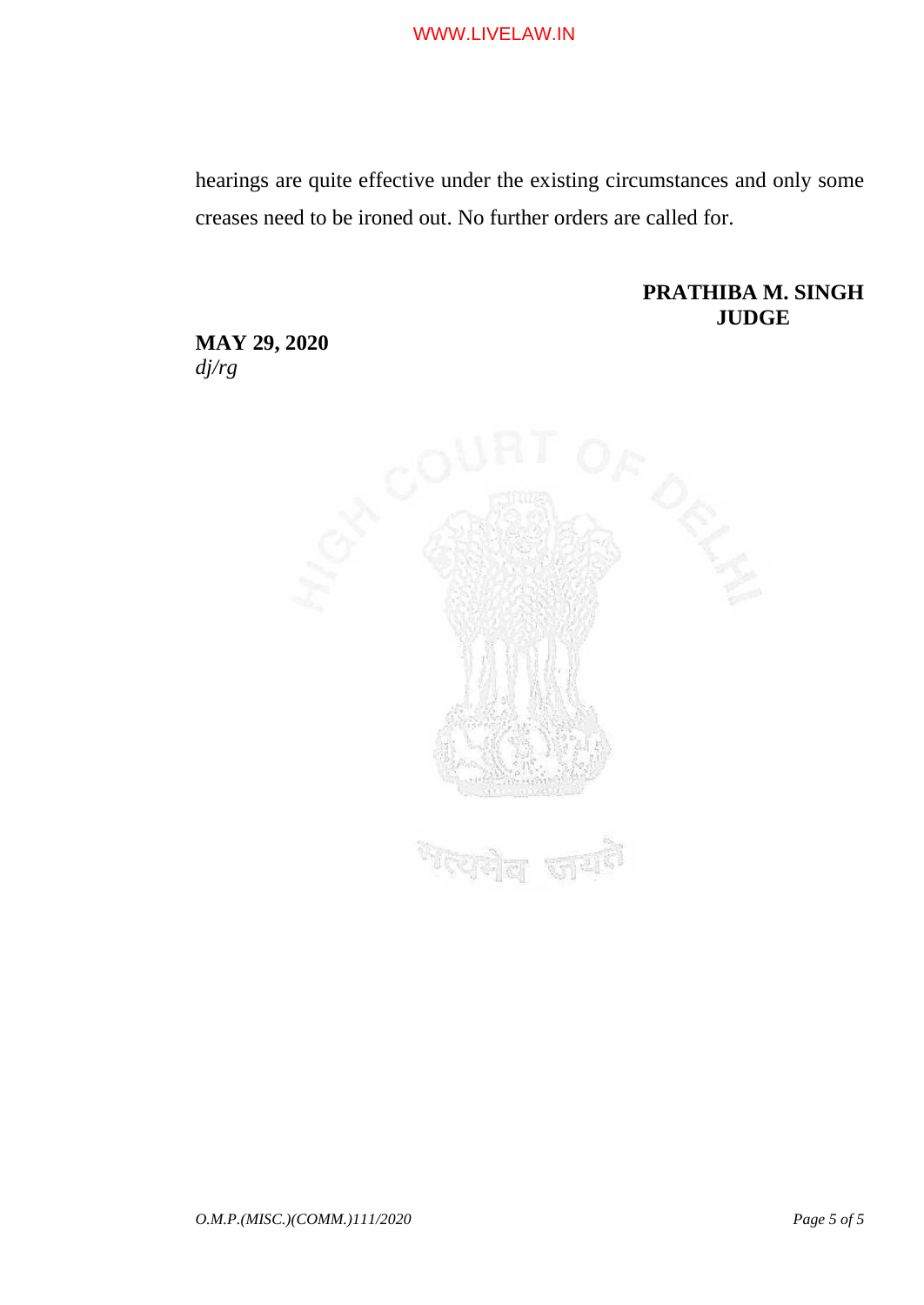hearings are quite effective under the existing circumstances and only some creases need to be ironed out. No further orders are called for.

**PRATHIBA M. SINGH**
**JUDGE**

**MAY 29, 2020**
*dj/rg*